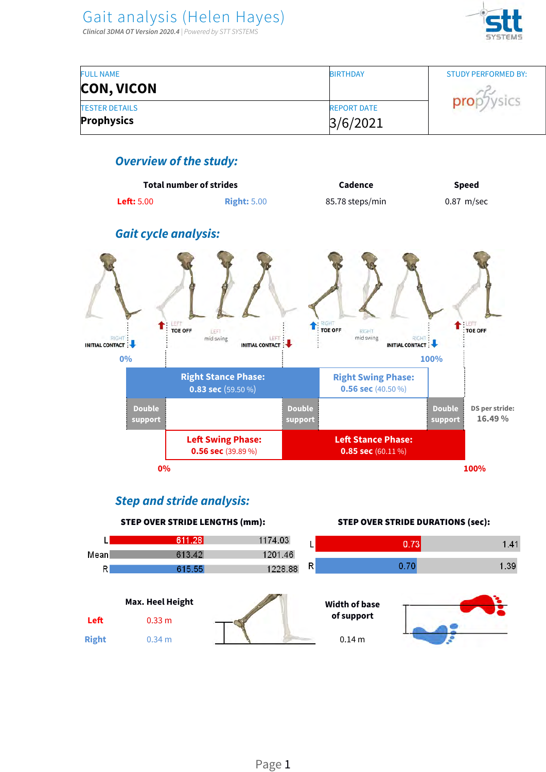# Gait analysis (Helen Hayes)

*Clinical 3DMA OT Version 2020.4* | *Powered by STT SYSTEMS*

| FULL NAME | BIRTHDAY | STUDY PERFORMED BY: |
|---|---|---|
| **CON, VICON** | | prophysics |
| TESTER DETAILS | REPORT DATE | |
| **Prophysics** | 3/6/2021 | |

## *Overview of the study:*

| Total number of strides | | Cadence | Speed |
|---|---|---|---|
| **Left:** 5.00 | **Right:** 5.00 | 85.78 steps/min | 0.87 m/sec |

## *Gait cycle analysis:*

RIGHT INITIAL CONTACT — LEFT TOE OFF — LEFT mid swing — LEFT INITIAL CONTACT — RIGHT TOE OFF — RIGHT mid swing — RIGHT INITIAL CONTACT — LEFT TOE OFF

0% — 100%

**Right Stance Phase:** **0.83 sec** (59.50 %)

**Right Swing Phase:** **0.56 sec** (40.50 %)

Double support — Double support — Double support

**DS per stride:** **16.49 %**

**Left Swing Phase:** **0.56 sec** (39.89 %)

**Left Stance Phase:** **0.85 sec** (60.11 %)

0% — 100%

## *Step and stride analysis:*

**STEP OVER STRIDE LENGTHS (mm):**

| | Step | Stride |
|---|---|---|
| L | 611.28 | 1174.03 |
| Mean | 613.42 | 1201.46 |
| R | 615.55 | 1228.88 |

**STEP OVER STRIDE DURATIONS (sec):**

| | Step | Stride |
|---|---|---|
| L | 0.73 | 1.41 |
| R | 0.70 | 1.39 |

**Max. Heel Height**

| | |
|---|---|
| Left | 0.33 m |
| Right | 0.34 m |

**Width of base of support**

0.14 m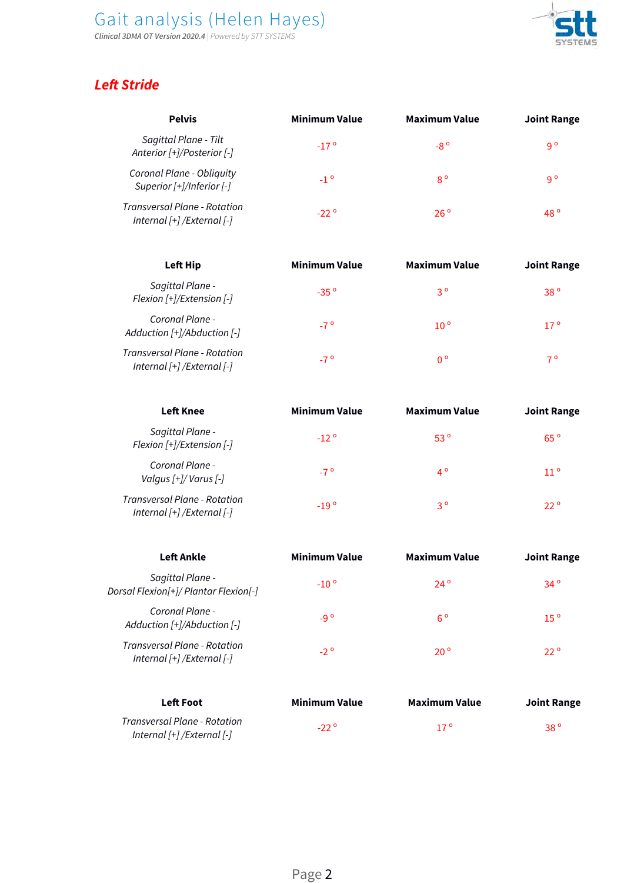## Left Stride

| Pelvis | Minimum Value | Maximum Value | Joint Range |
|---|---|---|---|
| *Sagittal Plane - Tilt Anterior [+]/Posterior [-]* | -17 ° | -8 ° | 9 ° |
| *Coronal Plane - Obliquity Superior [+]/Inferior [-]* | -1 ° | 8 ° | 9 ° |
| *Transversal Plane - Rotation Internal [+] /External [-]* | -22 ° | 26 ° | 48 ° |

| Left Hip | Minimum Value | Maximum Value | Joint Range |
|---|---|---|---|
| *Sagittal Plane - Flexion [+]/Extension [-]* | -35 ° | 3 ° | 38 ° |
| *Coronal Plane - Adduction [+]/Abduction [-]* | -7 ° | 10 ° | 17 ° |
| *Transversal Plane - Rotation Internal [+] /External [-]* | -7 ° | 0 ° | 7 ° |

| Left Knee | Minimum Value | Maximum Value | Joint Range |
|---|---|---|---|
| *Sagittal Plane - Flexion [+]/Extension [-]* | -12 ° | 53 ° | 65 ° |
| *Coronal Plane - Valgus [+]/ Varus [-]* | -7 ° | 4 ° | 11 ° |
| *Transversal Plane - Rotation Internal [+] /External [-]* | -19 ° | 3 ° | 22 ° |

| Left Ankle | Minimum Value | Maximum Value | Joint Range |
|---|---|---|---|
| *Sagittal Plane - Dorsal Flexion[+]/ Plantar Flexion[-]* | -10 ° | 24 ° | 34 ° |
| *Coronal Plane - Adduction [+]/Abduction [-]* | -9 ° | 6 ° | 15 ° |
| *Transversal Plane - Rotation Internal [+] /External [-]* | -2 ° | 20 ° | 22 ° |

| Left Foot | Minimum Value | Maximum Value | Joint Range |
|---|---|---|---|
| *Transversal Plane - Rotation Internal [+] /External [-]* | -22 ° | 17 ° | 38 ° |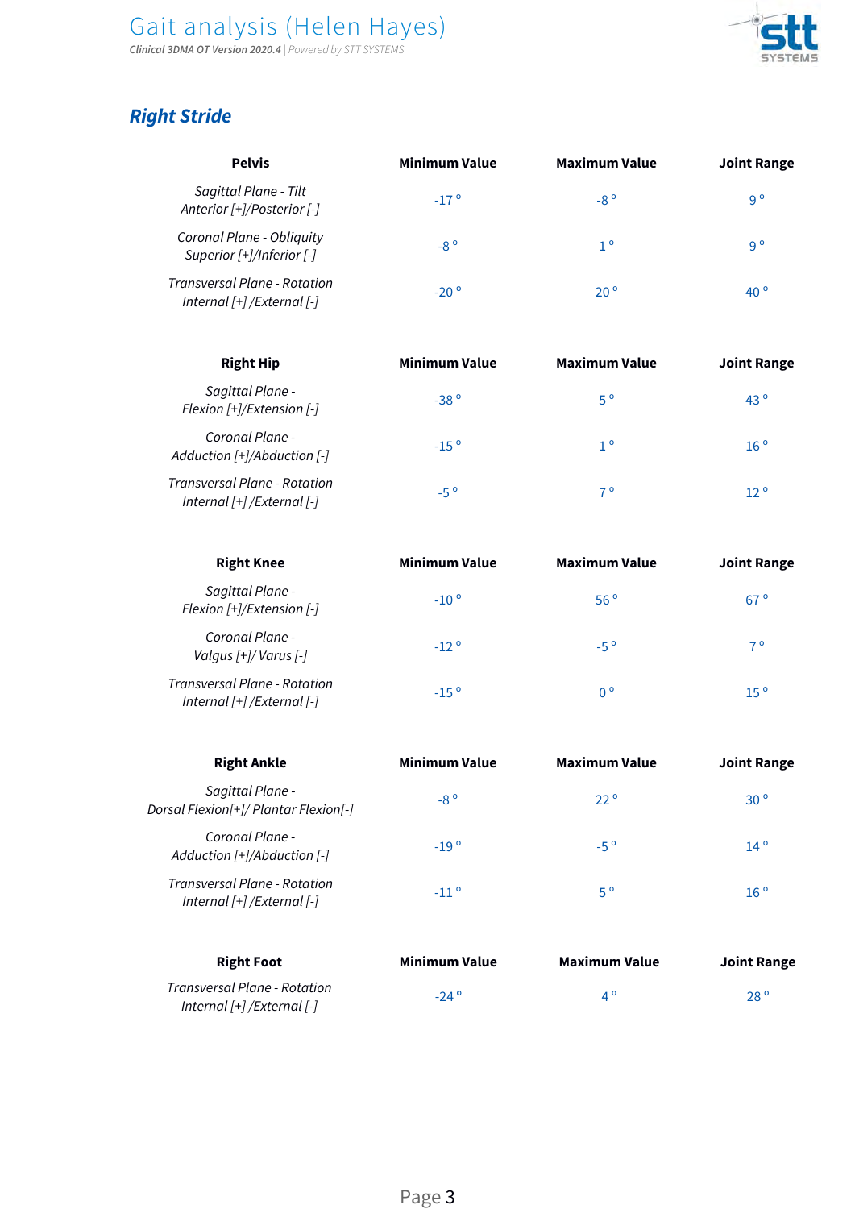## Right Stride

| Pelvis | Minimum Value | Maximum Value | Joint Range |
|---|---|---|---|
| *Sagittal Plane - Tilt Anterior [+]/Posterior [-]* | -17 ° | -8 ° | 9 ° |
| *Coronal Plane - Obliquity Superior [+]/Inferior [-]* | -8 ° | 1 ° | 9 ° |
| *Transversal Plane - Rotation Internal [+] /External [-]* | -20 ° | 20 ° | 40 ° |

| Right Hip | Minimum Value | Maximum Value | Joint Range |
|---|---|---|---|
| *Sagittal Plane - Flexion [+]/Extension [-]* | -38 ° | 5 ° | 43 ° |
| *Coronal Plane - Adduction [+]/Abduction [-]* | -15 ° | 1 ° | 16 ° |
| *Transversal Plane - Rotation Internal [+] /External [-]* | -5 ° | 7 ° | 12 ° |

| Right Knee | Minimum Value | Maximum Value | Joint Range |
|---|---|---|---|
| *Sagittal Plane - Flexion [+]/Extension [-]* | -10 ° | 56 ° | 67 ° |
| *Coronal Plane - Valgus [+]/ Varus [-]* | -12 ° | -5 ° | 7 ° |
| *Transversal Plane - Rotation Internal [+] /External [-]* | -15 ° | 0 ° | 15 ° |

| Right Ankle | Minimum Value | Maximum Value | Joint Range |
|---|---|---|---|
| *Sagittal Plane - Dorsal Flexion[+]/ Plantar Flexion[-]* | -8 ° | 22 ° | 30 ° |
| *Coronal Plane - Adduction [+]/Abduction [-]* | -19 ° | -5 ° | 14 ° |
| *Transversal Plane - Rotation Internal [+] /External [-]* | -11 ° | 5 ° | 16 ° |

| Right Foot | Minimum Value | Maximum Value | Joint Range |
|---|---|---|---|
| *Transversal Plane - Rotation Internal [+] /External [-]* | -24 ° | 4 ° | 28 ° |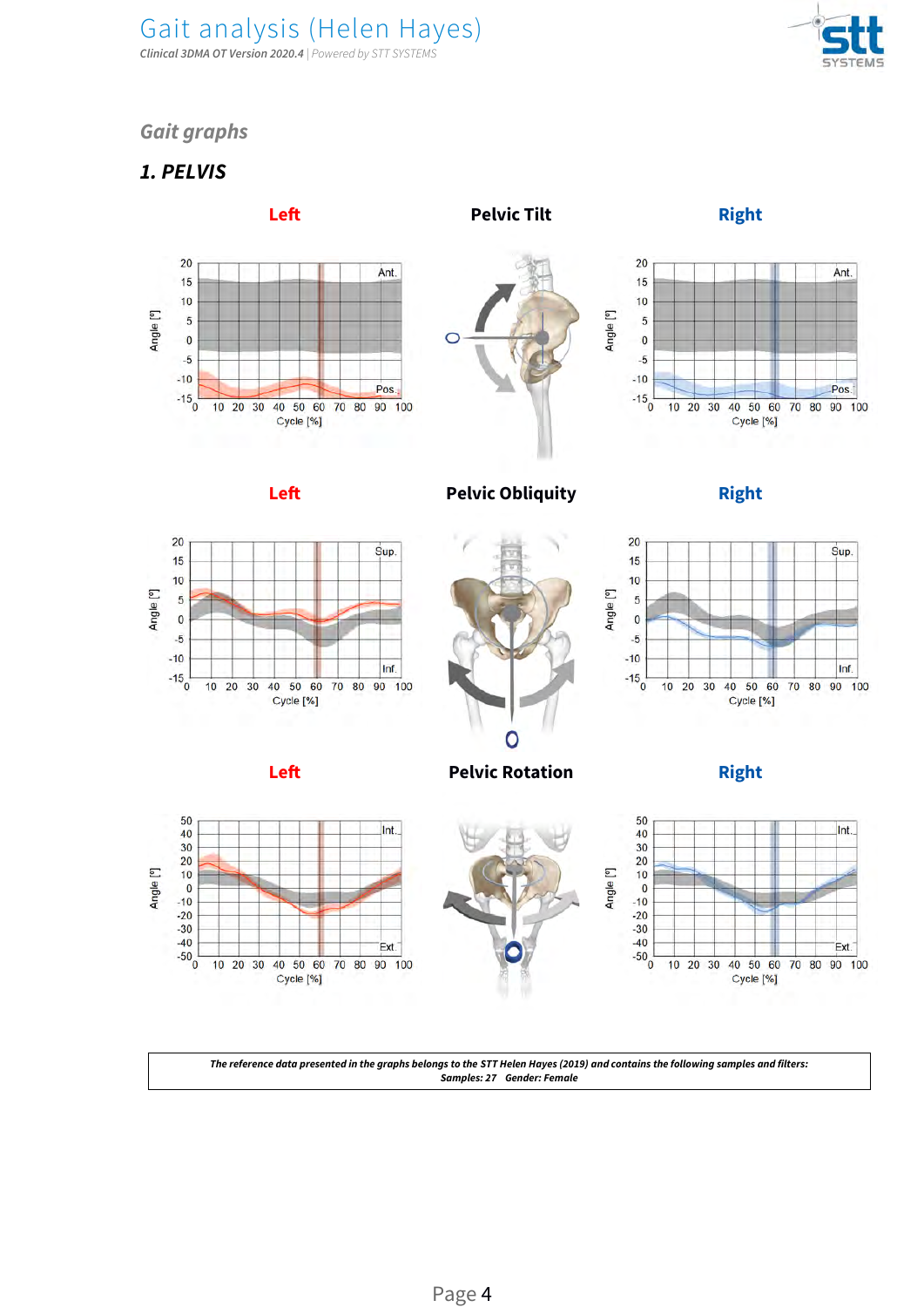## Gait graphs

### 1. PELVIS

**Left** **Pelvic Tilt** **Right**

**Left** **Pelvic Obliquity** **Right**

**Left** **Pelvic Rotation** **Right**

| *The reference data presented in the graphs belongs to the STT Helen Hayes (2019) and contains the following samples and filters:* *Samples: 27 Gender: Female* |
|---|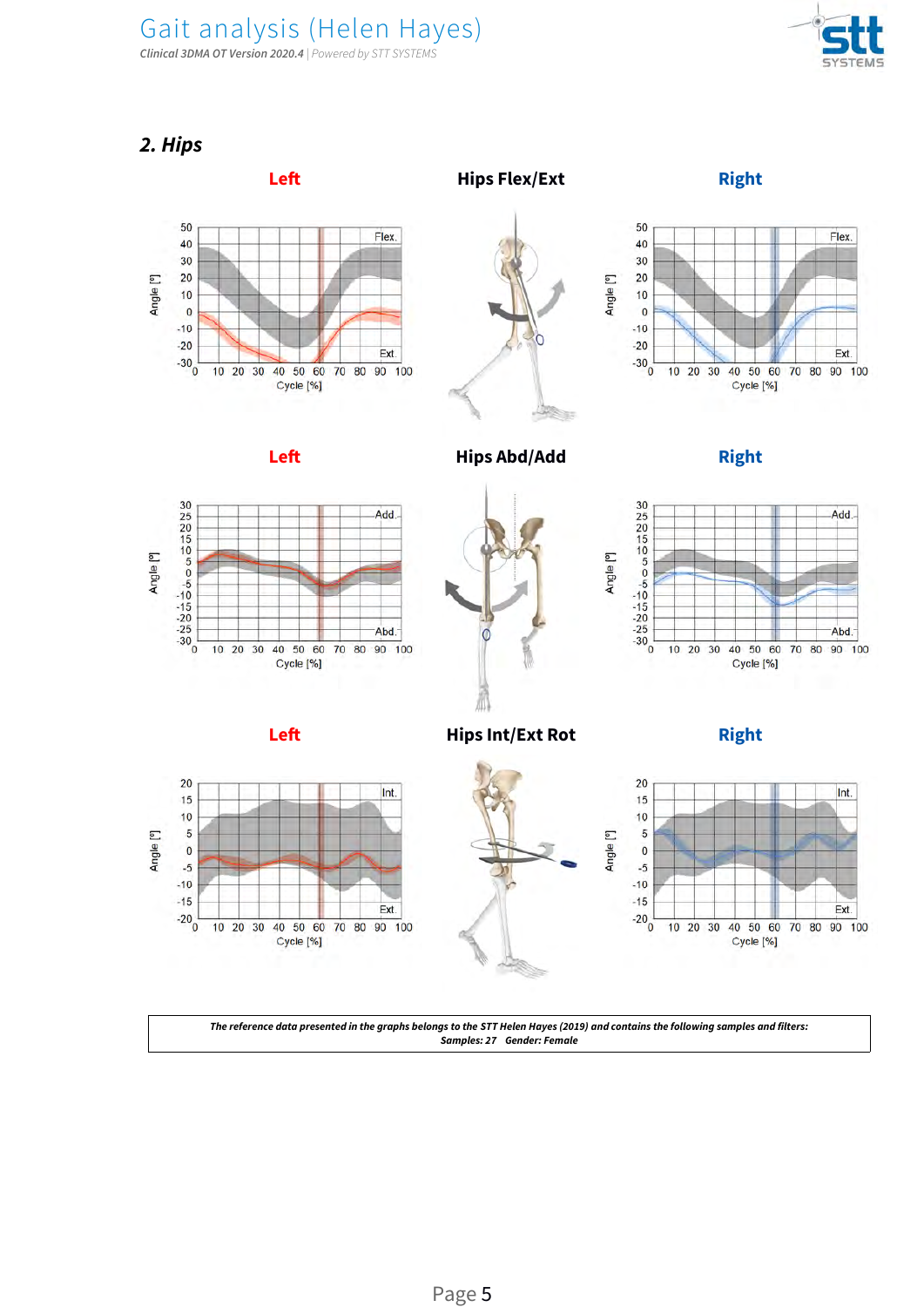## 2. Hips

**Left** **Hips Flex/Ext** **Right**

**Left** **Hips Abd/Add** **Right**

**Left** **Hips Int/Ext Rot** **Right**

***The reference data presented in the graphs belongs to the STT Helen Hayes (2019) and contains the following samples and filters:***
***Samples: 27 Gender: Female***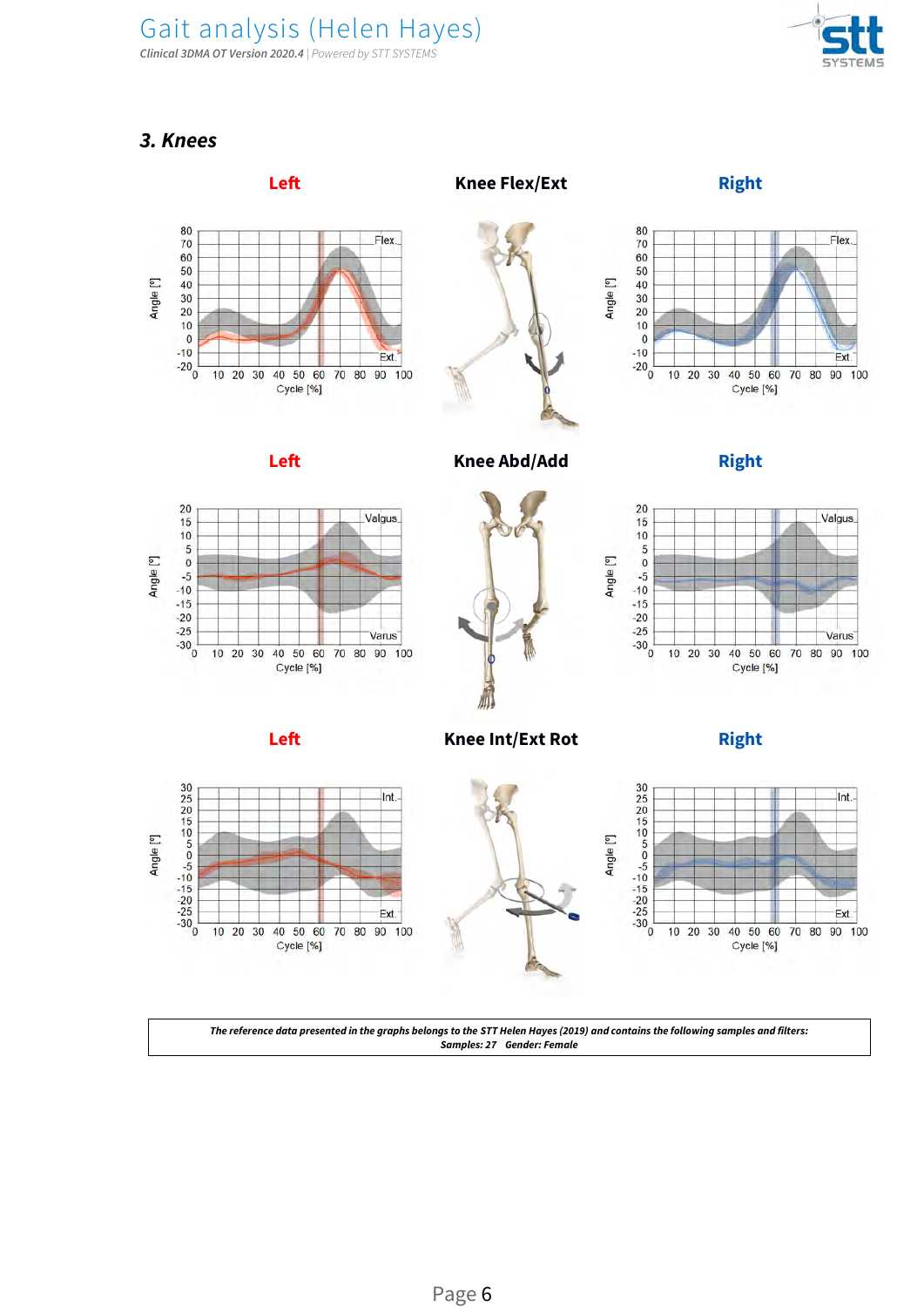### 3. Knees

**Left** **Knee Flex/Ext** **Right**

**Left** **Knee Abd/Add** **Right**

**Left** **Knee Int/Ext Rot** **Right**

***The reference data presented in the graphs belongs to the STT Helen Hayes (2019) and contains the following samples and filters:***
***Samples: 27 Gender: Female***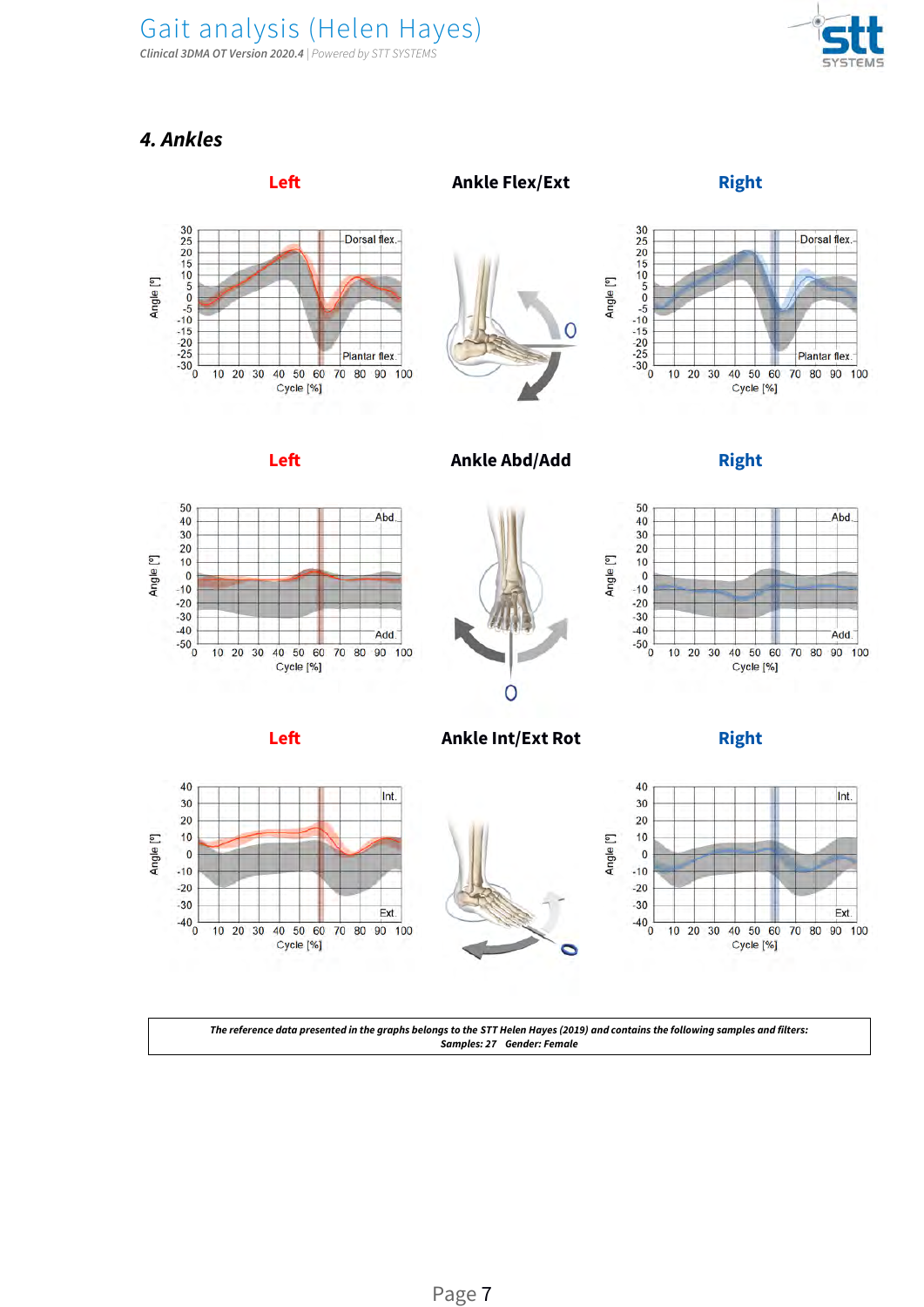## 4. Ankles

**Left** **Ankle Flex/Ext** **Right**

**Left** **Ankle Abd/Add** **Right**

**Left** **Ankle Int/Ext Rot** **Right**

*The reference data presented in the graphs belongs to the STT Helen Hayes (2019) and contains the following samples and filters:*
*Samples: 27 Gender: Female*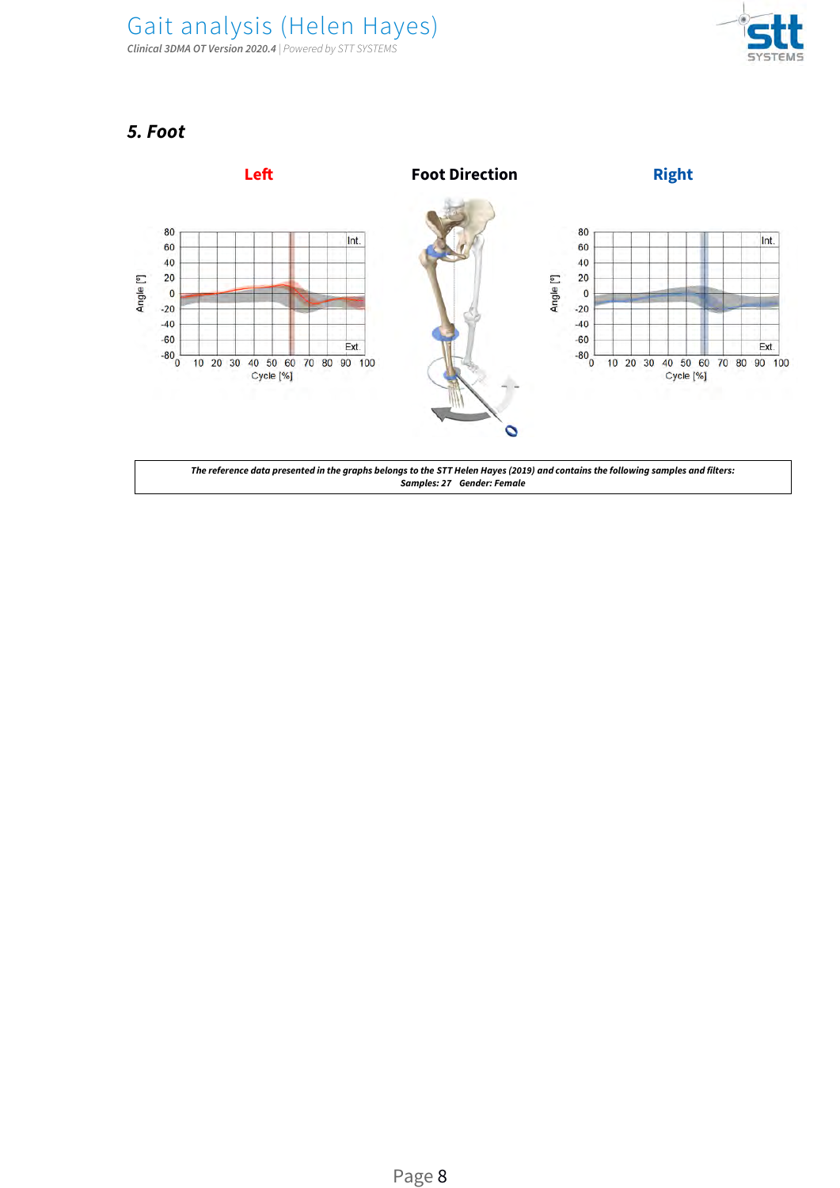## 5. Foot

**Left** | **Foot Direction** | **Right**

Angle [°] — Int. / Ext. — Cycle [%]

| The reference data presented in the graphs belongs to the STT Helen Hayes (2019) and contains the following samples and filters: *Samples: 27 Gender: Female* |
|---|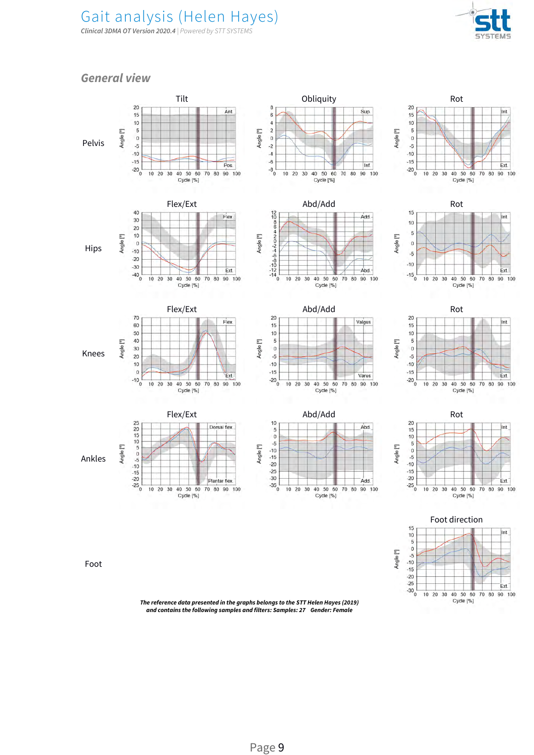# Gait analysis (Helen Hayes)

*Clinical 3DMA OT Version 2020.4* | *Powered by STT SYSTEMS*

## *General view*

**Pelvis**: Tilt (Ant / Pos), Obliquity (Sup / Inf), Rot (Int / Ext)

**Hips**: Flex/Ext (Flex / Ext), Abd/Add (Add / Abd), Rot (Int / Ext)

**Knees**: Flex/Ext (Flex / Ext), Abd/Add (Valgus / Varus), Rot (Int / Ext)

**Ankles**: Flex/Ext (Dorsal flex / Plantar flex), Abd/Add (Abd / Add), Rot (Int / Ext)

**Foot**: Foot direction (Int / Ext)

Axes: Angle [º] vs. Cycle [%]

***The reference data presented in the graphs belongs to the STT Helen Hayes (2019) and contains the following samples and filters: Samples: 27 Gender: Female***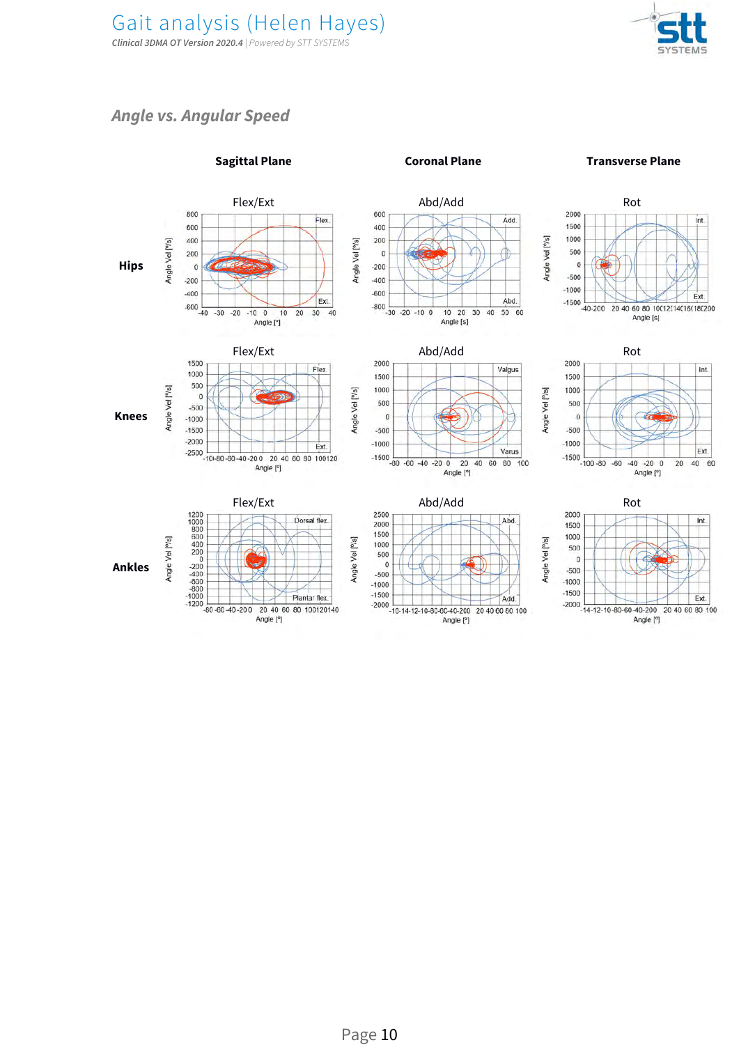## Angle vs. Angular Speed

| | Sagittal Plane | Coronal Plane | Transverse Plane |
|---|---|---|---|
| **Hips** | Flex/Ext | Abd/Add | Rot |
| **Knees** | Flex/Ext | Abd/Add | Rot |
| **Ankles** | Flex/Ext | Abd/Add | Rot |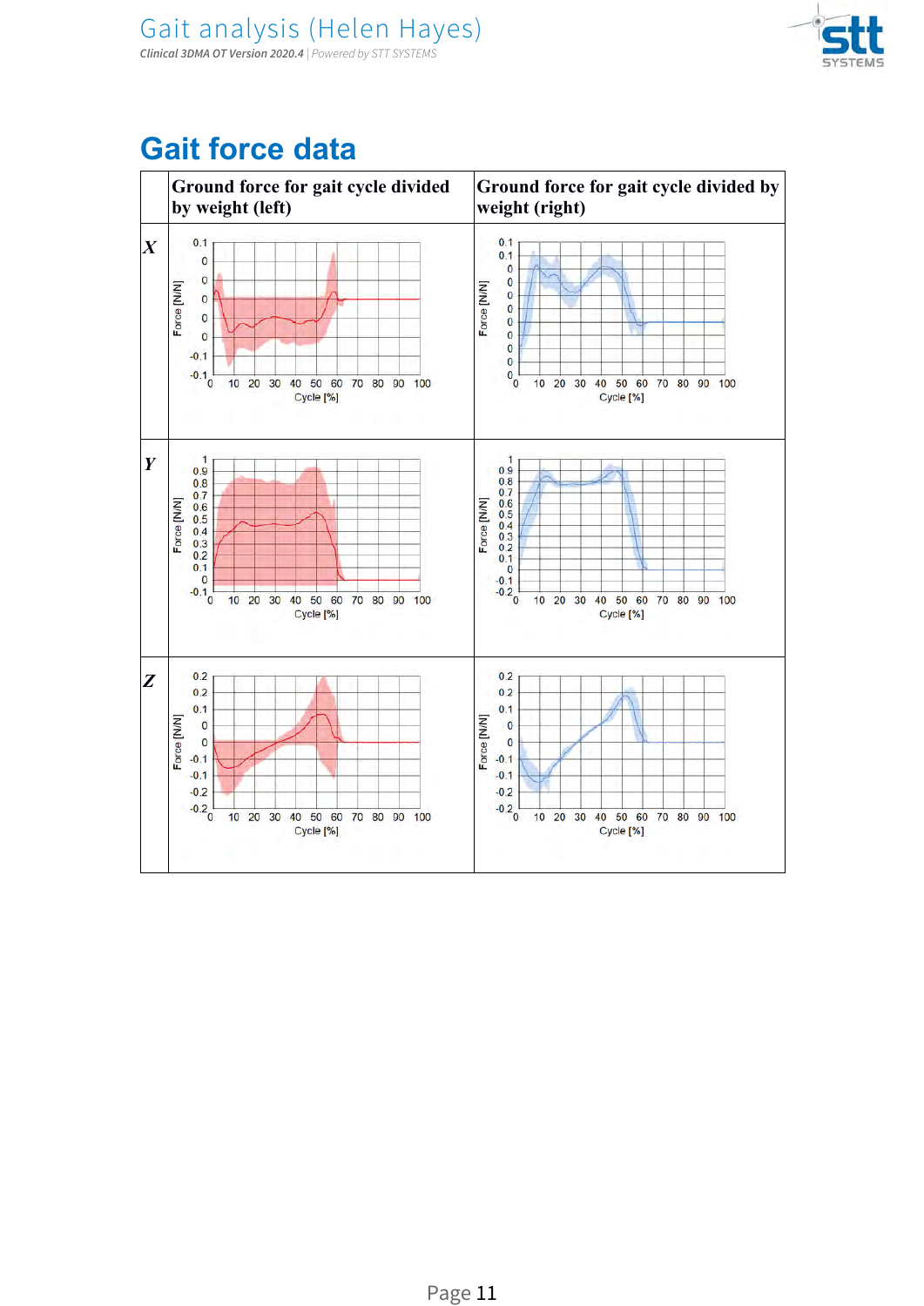# Gait force data

| | Ground force for gait cycle divided by weight (left) | Ground force for gait cycle divided by weight (right) |
|---|---|---|
| *X* | | |
| *Y* | | |
| *Z* | | |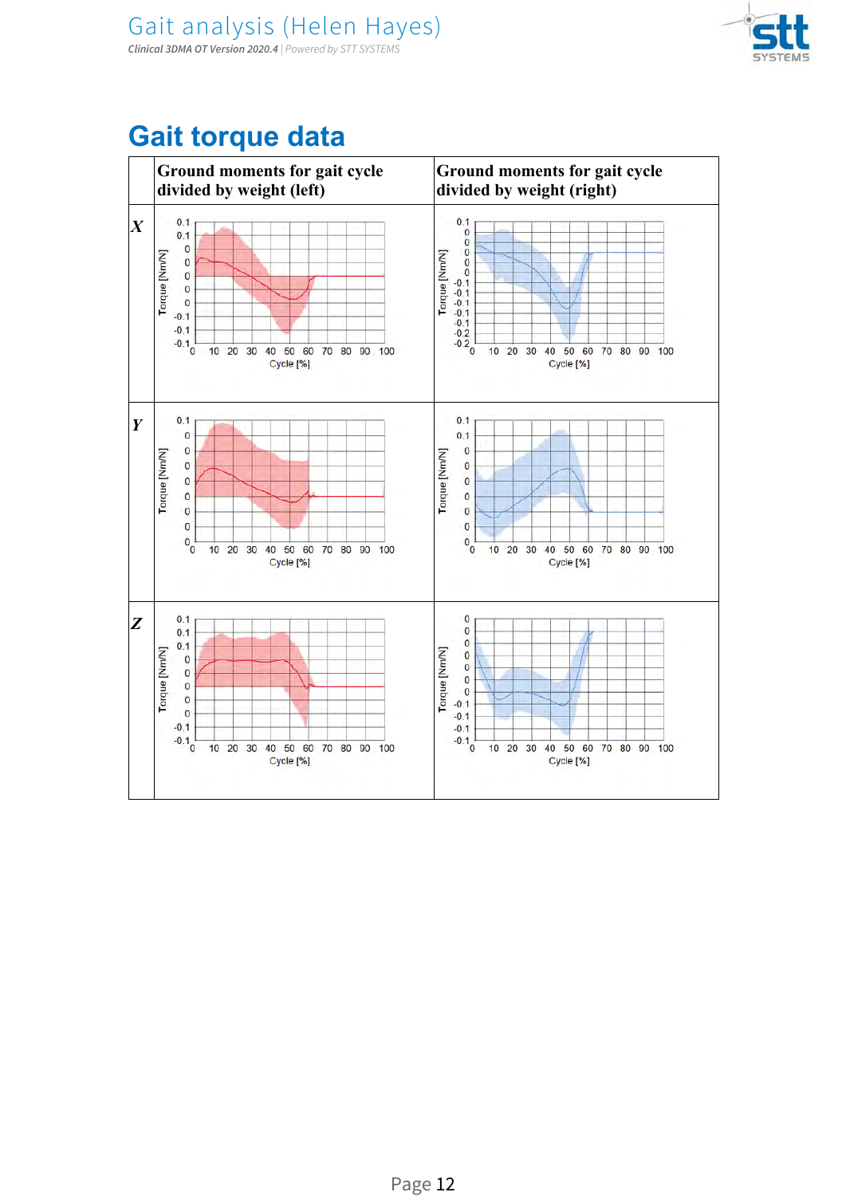# Gait torque data

| | Ground moments for gait cycle divided by weight (left) | Ground moments for gait cycle divided by weight (right) |
|---|---|---|
| ***X*** | | |
| ***Y*** | | |
| ***Z*** | | |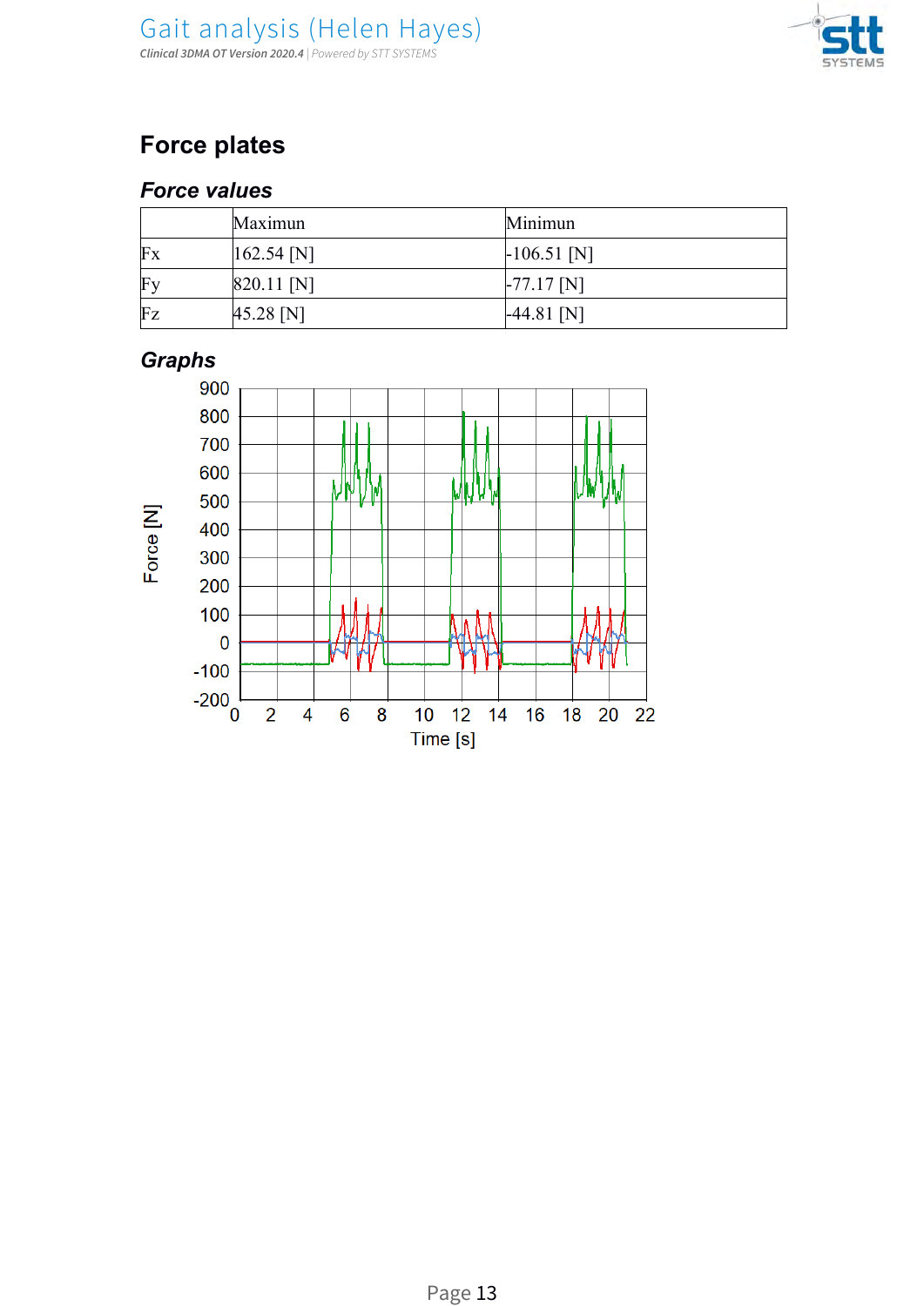# Force plates

## *Force values*

| | Maximun | Minimun |
|---|---|---|
| Fx | 162.54 [N] | -106.51 [N] |
| Fy | 820.11 [N] | -77.17 [N] |
| Fz | 45.28 [N] | -44.81 [N] |

## *Graphs*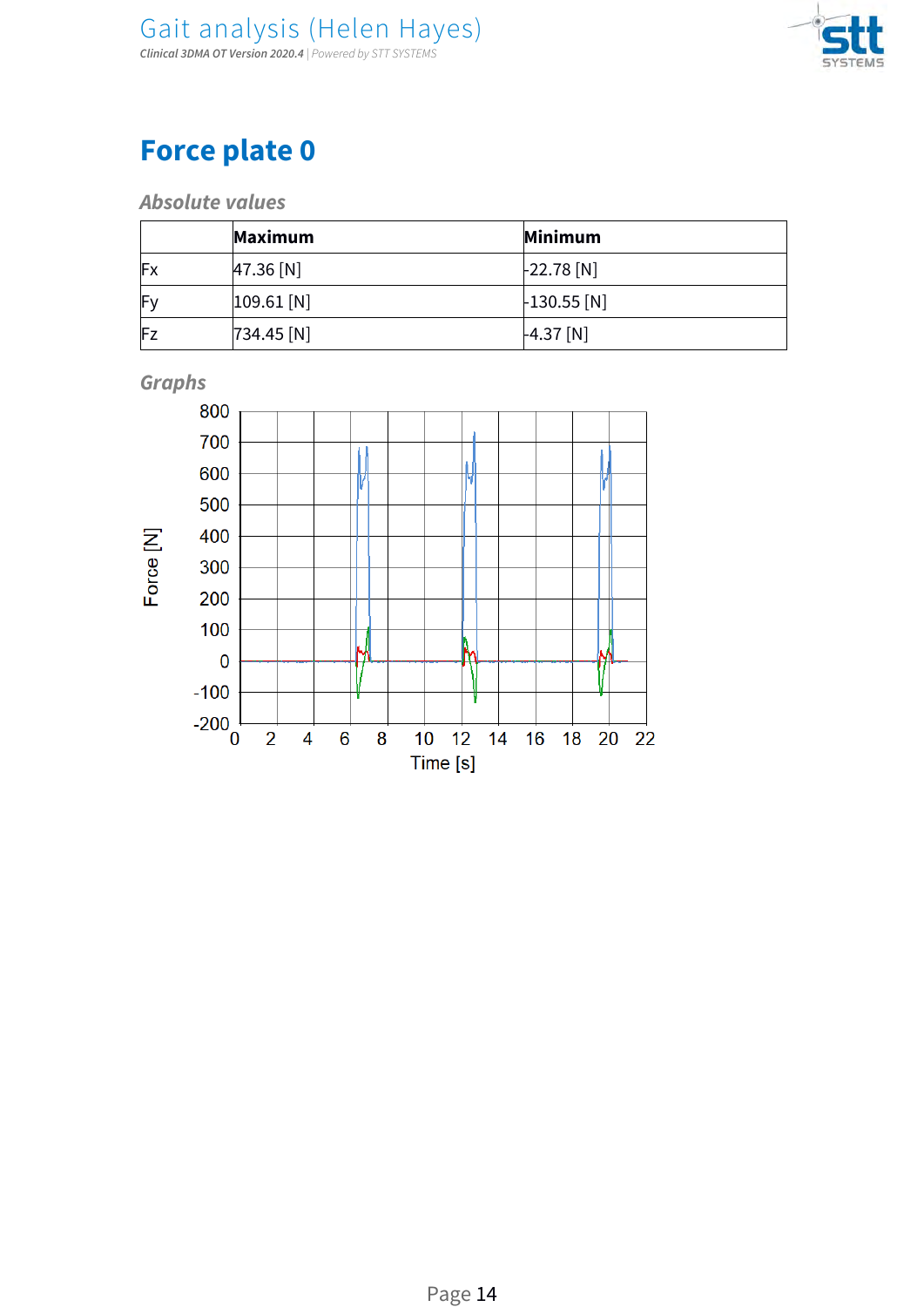# Force plate 0

## *Absolute values*

| | Maximum | Minimum |
|---|---|---|
| Fx | 47.36 [N] | -22.78 [N] |
| Fy | 109.61 [N] | -130.55 [N] |
| Fz | 734.45 [N] | -4.37 [N] |

## *Graphs*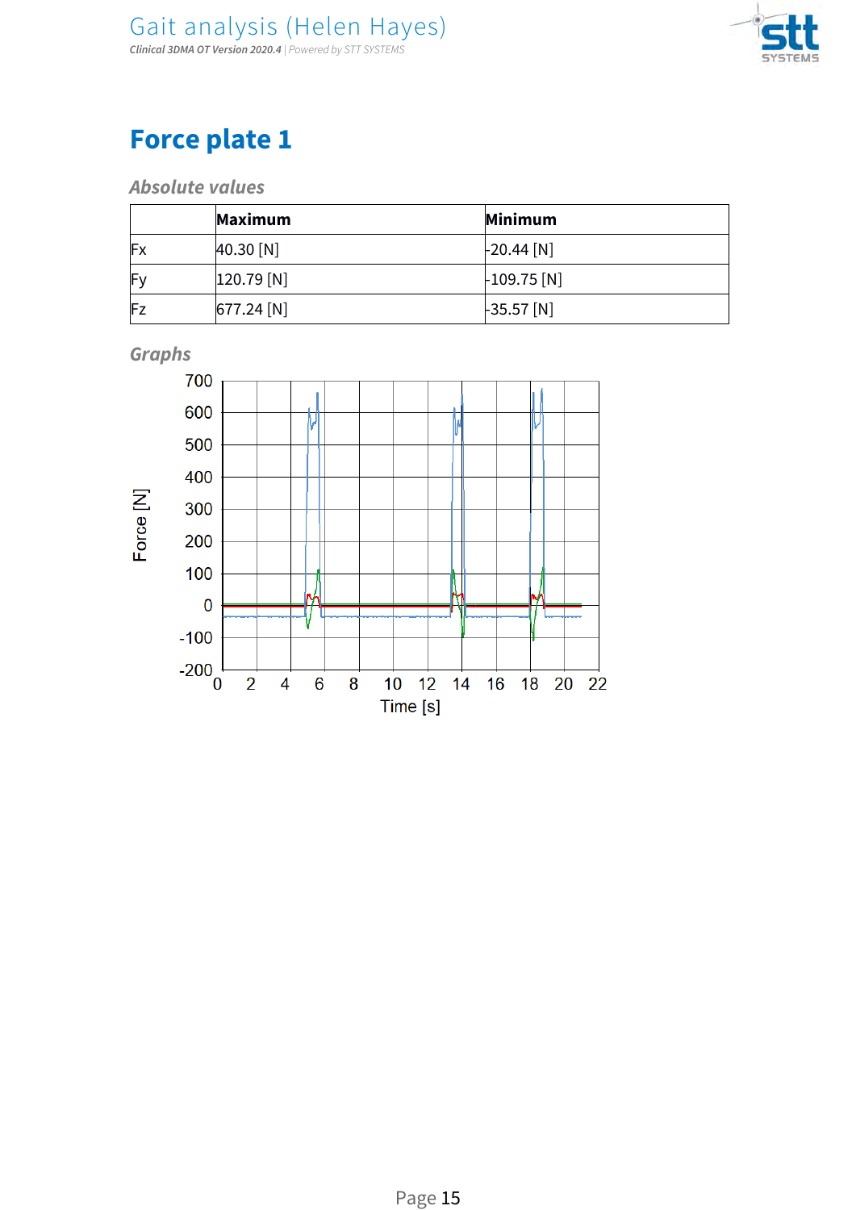# Force plate 1

### *Absolute values*

| | Maximum | Minimum |
|---|---|---|
| Fx | 40.30 [N] | -20.44 [N] |
| Fy | 120.79 [N] | -109.75 [N] |
| Fz | 677.24 [N] | -35.57 [N] |

### *Graphs*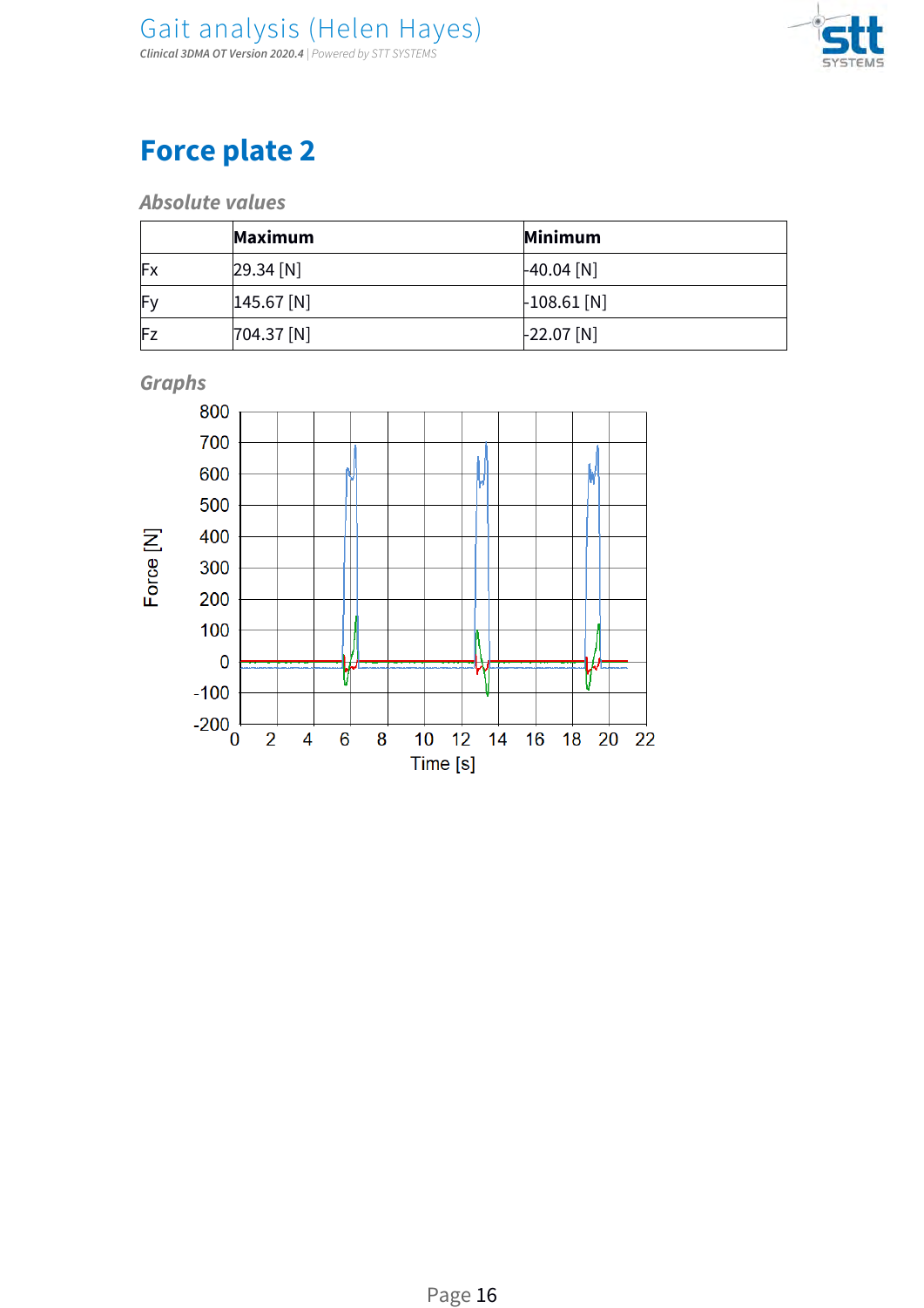# Force plate 2

### Absolute values

| | Maximum | Minimum |
|---|---|---|
| Fx | 29.34 [N] | -40.04 [N] |
| Fy | 145.67 [N] | -108.61 [N] |
| Fz | 704.37 [N] | -22.07 [N] |

### Graphs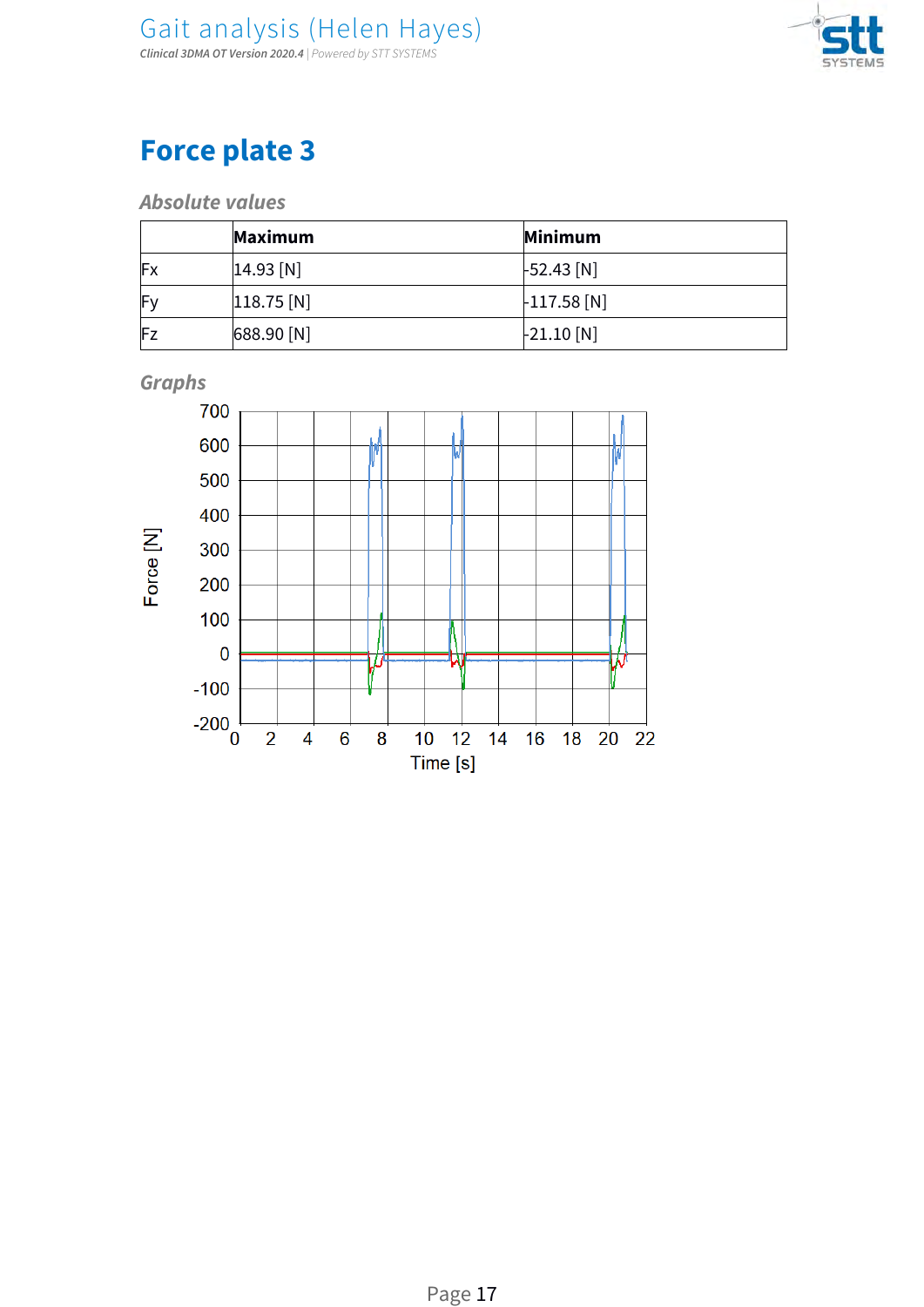# Force plate 3

### *Absolute values*

| | Maximum | Minimum |
|---|---|---|
| Fx | 14.93 [N] | -52.43 [N] |
| Fy | 118.75 [N] | -117.58 [N] |
| Fz | 688.90 [N] | -21.10 [N] |

### *Graphs*

Force [N]

700
600
500
400
300
200
100
0
-100
-200

0 2 4 6 8 10 12 14 16 18 20 22

Time [s]